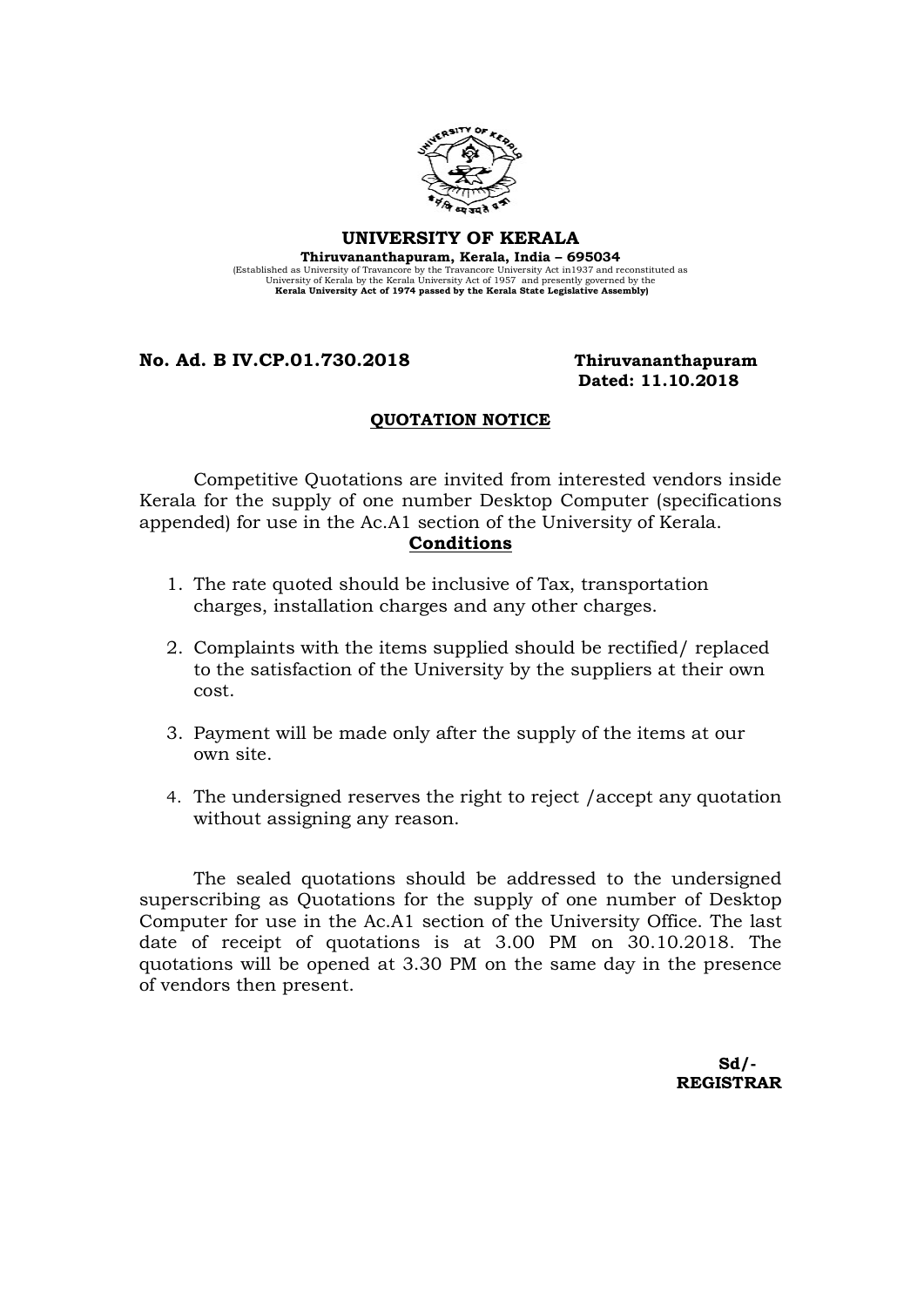# UNIVERSITY OF KERALA

**Thiruvananthapuram, Kerala, India – 695034**

(Established as University of Travancore by the Travancore University Act in1937 and reconstituted as University of Kerala by the Kerala University Act of 1957 and presently governed by the **Kerala University Act of 1974 passed by the Kerala State Legislative Assembly)**

**No. Ad. B IV.CP.01.730.2018** **Thiruvananthapuram**
**Dated: 11.10.2018**

## QUOTATION NOTICE

Competitive Quotations are invited from interested vendors inside Kerala for the supply of one number Desktop Computer (specifications appended) for use in the Ac.A1 section of the University of Kerala.

### Conditions

1. The rate quoted should be inclusive of Tax, transportation charges, installation charges and any other charges.
2. Complaints with the items supplied should be rectified/ replaced to the satisfaction of the University by the suppliers at their own cost.
3. Payment will be made only after the supply of the items at our own site.
4. The undersigned reserves the right to reject /accept any quotation without assigning any reason.

The sealed quotations should be addressed to the undersigned superscribing as Quotations for the supply of one number of Desktop Computer for use in the Ac.A1 section of the University Office. The last date of receipt of quotations is at 3.00 PM on 30.10.2018. The quotations will be opened at 3.30 PM on the same day in the presence of vendors then present.

**Sd/-**
**REGISTRAR**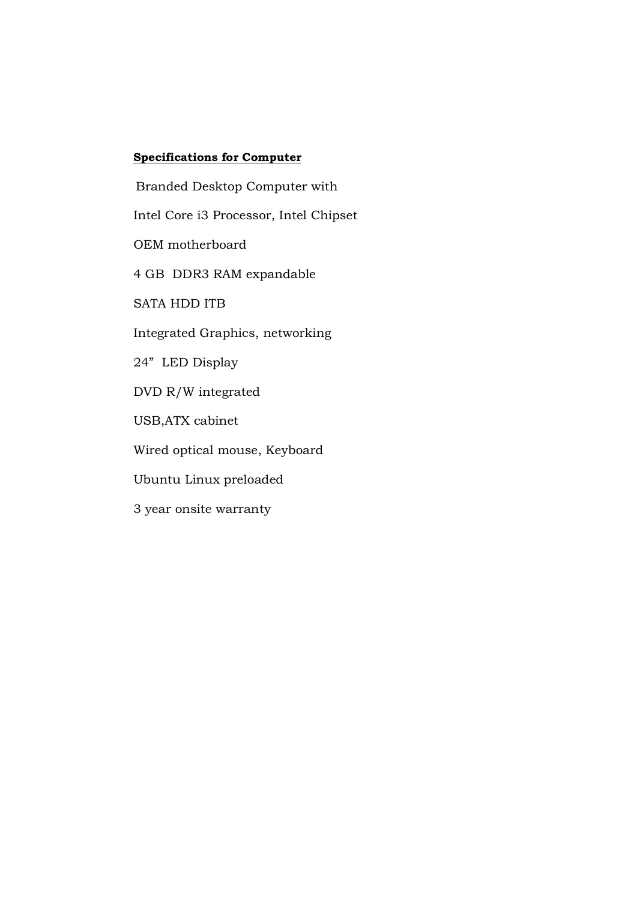**Specifications for Computer**

Branded Desktop Computer with

Intel Core i3 Processor, Intel Chipset

OEM motherboard

4 GB DDR3 RAM expandable

SATA HDD ITB

Integrated Graphics, networking

24" LED Display

DVD R/W integrated

USB,ATX cabinet

Wired optical mouse, Keyboard

Ubuntu Linux preloaded

3 year onsite warranty